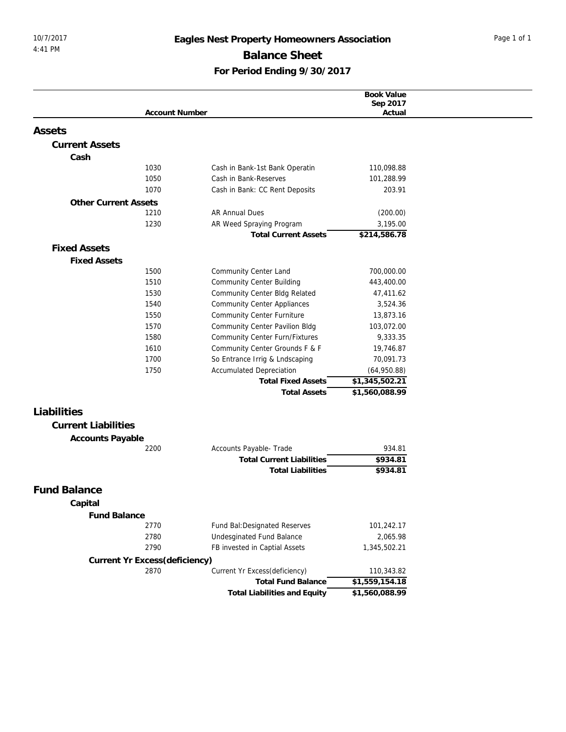# Eagles Nest Property Homeowners Association

## Balance Sheet

### For Period Ending 9/30/2017

| Account Number | | Book Value Sep 2017 Actual |
|---|---|---|
| **Assets** | | |
| **Current Assets** | | |
| **Cash** | | |
| 1030 | Cash in Bank-1st Bank Operatin | 110,098.88 |
| 1050 | Cash in Bank-Reserves | 101,288.99 |
| 1070 | Cash in Bank: CC Rent Deposits | 203.91 |
| **Other Current Assets** | | |
| 1210 | AR Annual Dues | (200.00) |
| 1230 | AR Weed Spraying Program | 3,195.00 |
| | **Total Current Assets** | **$214,586.78** |
| **Fixed Assets** | | |
| **Fixed Assets** | | |
| 1500 | Community Center Land | 700,000.00 |
| 1510 | Community Center Building | 443,400.00 |
| 1530 | Community Center Bldg Related | 47,411.62 |
| 1540 | Community Center Appliances | 3,524.36 |
| 1550 | Community Center Furniture | 13,873.16 |
| 1570 | Community Center Pavilion Bldg | 103,072.00 |
| 1580 | Community Center Furn/Fixtures | 9,333.35 |
| 1610 | Community Center Grounds F & F | 19,746.87 |
| 1700 | So Entrance Irrig & Lndscaping | 70,091.73 |
| 1750 | Accumulated Depreciation | (64,950.88) |
| | **Total Fixed Assets** | **$1,345,502.21** |
| | **Total Assets** | **$1,560,088.99** |
| **Liabilities** | | |
| **Current Liabilities** | | |
| **Accounts Payable** | | |
| 2200 | Accounts Payable- Trade | 934.81 |
| | **Total Current Liabilities** | **$934.81** |
| | **Total Liabilities** | **$934.81** |
| **Fund Balance** | | |
| **Capital** | | |
| **Fund Balance** | | |
| 2770 | Fund Bal:Designated Reserves | 101,242.17 |
| 2780 | Undesginated Fund Balance | 2,065.98 |
| 2790 | FB invested in Captial Assets | 1,345,502.21 |
| **Current Yr Excess(deficiency)** | | |
| 2870 | Current Yr Excess(deficiency) | 110,343.82 |
| | **Total Fund Balance** | **$1,559,154.18** |
| | **Total Liabilities and Equity** | **$1,560,088.99** |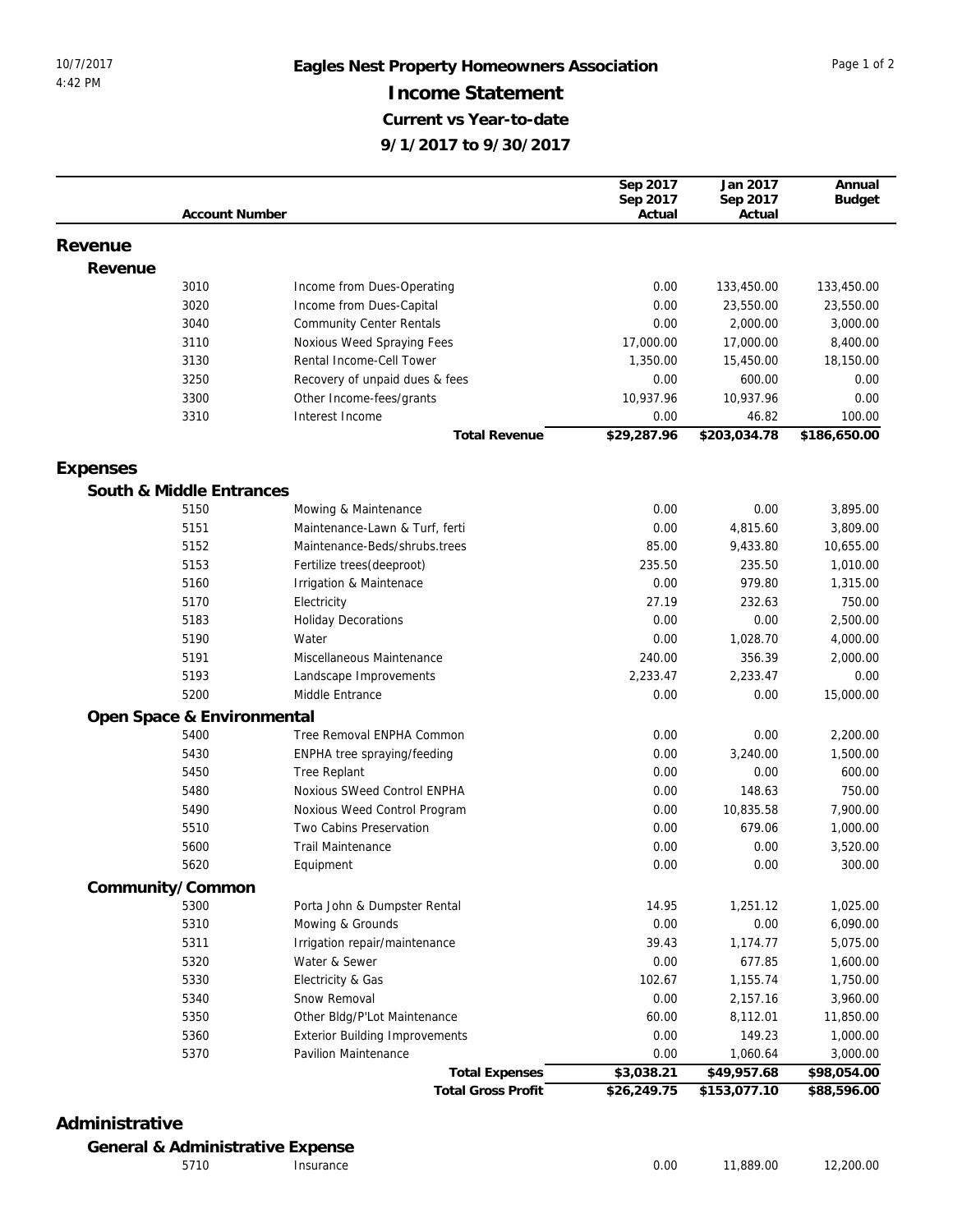# Eagles Nest Property Homeowners Association

## Income Statement

### Current vs Year-to-date

### 9/1/2017 to 9/30/2017

| Account Number | | Sep 2017 Sep 2017 Actual | Jan 2017 Sep 2017 Actual | Annual Budget |
|---|---|---|---|---|
| **Revenue** | | | | |
| **Revenue** | | | | |
| 3010 | Income from Dues-Operating | 0.00 | 133,450.00 | 133,450.00 |
| 3020 | Income from Dues-Capital | 0.00 | 23,550.00 | 23,550.00 |
| 3040 | Community Center Rentals | 0.00 | 2,000.00 | 3,000.00 |
| 3110 | Noxious Weed Spraying Fees | 17,000.00 | 17,000.00 | 8,400.00 |
| 3130 | Rental Income-Cell Tower | 1,350.00 | 15,450.00 | 18,150.00 |
| 3250 | Recovery of unpaid dues & fees | 0.00 | 600.00 | 0.00 |
| 3300 | Other Income-fees/grants | 10,937.96 | 10,937.96 | 0.00 |
| 3310 | Interest Income | 0.00 | 46.82 | 100.00 |
| | **Total Revenue** | **$29,287.96** | **$203,034.78** | **$186,650.00** |
| **Expenses** | | | | |
| **South & Middle Entrances** | | | | |
| 5150 | Mowing & Maintenance | 0.00 | 0.00 | 3,895.00 |
| 5151 | Maintenance-Lawn & Turf, ferti | 0.00 | 4,815.60 | 3,809.00 |
| 5152 | Maintenance-Beds/shrubs.trees | 85.00 | 9,433.80 | 10,655.00 |
| 5153 | Fertilize trees(deeproot) | 235.50 | 235.50 | 1,010.00 |
| 5160 | Irrigation & Maintenace | 0.00 | 979.80 | 1,315.00 |
| 5170 | Electricity | 27.19 | 232.63 | 750.00 |
| 5183 | Holiday Decorations | 0.00 | 0.00 | 2,500.00 |
| 5190 | Water | 0.00 | 1,028.70 | 4,000.00 |
| 5191 | Miscellaneous Maintenance | 240.00 | 356.39 | 2,000.00 |
| 5193 | Landscape Improvements | 2,233.47 | 2,233.47 | 0.00 |
| 5200 | Middle Entrance | 0.00 | 0.00 | 15,000.00 |
| **Open Space & Environmental** | | | | |
| 5400 | Tree Removal ENPHA Common | 0.00 | 0.00 | 2,200.00 |
| 5430 | ENPHA tree spraying/feeding | 0.00 | 3,240.00 | 1,500.00 |
| 5450 | Tree Replant | 0.00 | 0.00 | 600.00 |
| 5480 | Noxious SWeed Control ENPHA | 0.00 | 148.63 | 750.00 |
| 5490 | Noxious Weed Control Program | 0.00 | 10,835.58 | 7,900.00 |
| 5510 | Two Cabins Preservation | 0.00 | 679.06 | 1,000.00 |
| 5600 | Trail Maintenance | 0.00 | 0.00 | 3,520.00 |
| 5620 | Equipment | 0.00 | 0.00 | 300.00 |
| **Community/Common** | | | | |
| 5300 | Porta John & Dumpster Rental | 14.95 | 1,251.12 | 1,025.00 |
| 5310 | Mowing & Grounds | 0.00 | 0.00 | 6,090.00 |
| 5311 | Irrigation repair/maintenance | 39.43 | 1,174.77 | 5,075.00 |
| 5320 | Water & Sewer | 0.00 | 677.85 | 1,600.00 |
| 5330 | Electricity & Gas | 102.67 | 1,155.74 | 1,750.00 |
| 5340 | Snow Removal | 0.00 | 2,157.16 | 3,960.00 |
| 5350 | Other Bldg/P'Lot Maintenance | 60.00 | 8,112.01 | 11,850.00 |
| 5360 | Exterior Building Improvements | 0.00 | 149.23 | 1,000.00 |
| 5370 | Pavilion Maintenance | 0.00 | 1,060.64 | 3,000.00 |
| | **Total Expenses** | **$3,038.21** | **$49,957.68** | **$98,054.00** |
| | **Total Gross Profit** | **$26,249.75** | **$153,077.10** | **$88,596.00** |
| **Administrative** | | | | |
| **General & Administrative Expense** | | | | |
| 5710 | Insurance | 0.00 | 11,889.00 | 12,200.00 |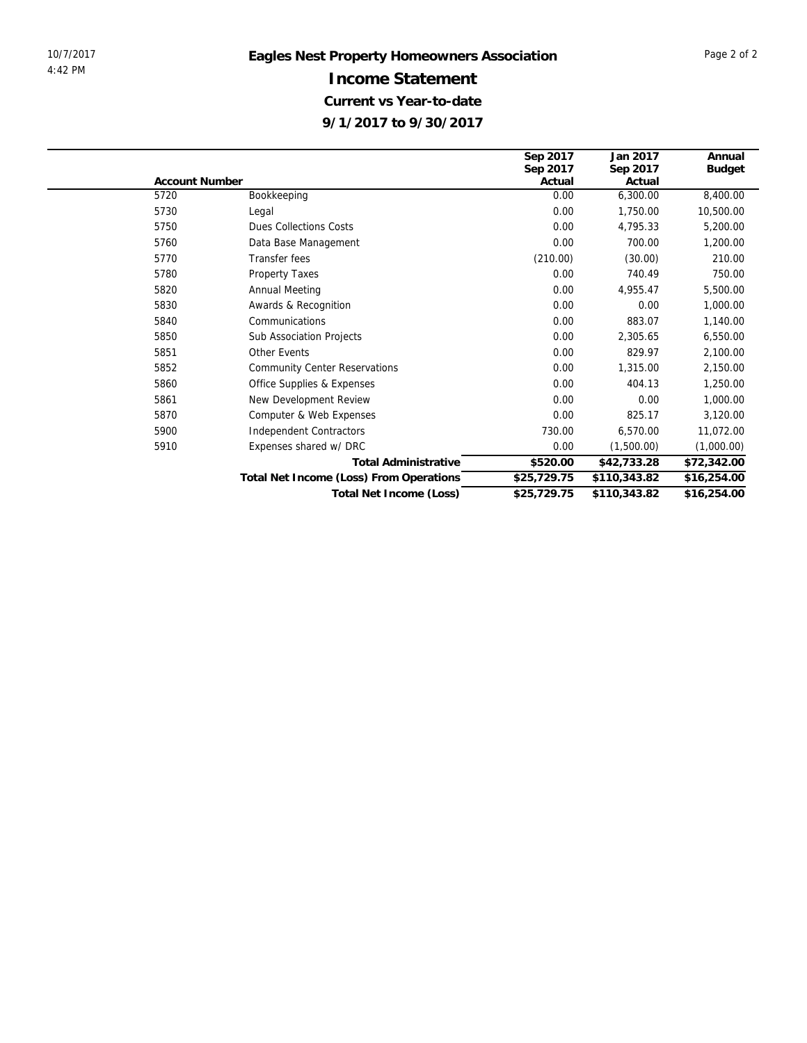# Eagles Nest Property Homeowners Association

## Income Statement

### Current vs Year-to-date

### 9/1/2017 to 9/30/2017

| Account Number | | Sep 2017 Sep 2017 Actual | Jan 2017 Sep 2017 Actual | Annual Budget |
|---|---|---|---|---|
| 5720 | Bookkeeping | 0.00 | 6,300.00 | 8,400.00 |
| 5730 | Legal | 0.00 | 1,750.00 | 10,500.00 |
| 5750 | Dues Collections Costs | 0.00 | 4,795.33 | 5,200.00 |
| 5760 | Data Base Management | 0.00 | 700.00 | 1,200.00 |
| 5770 | Transfer fees | (210.00) | (30.00) | 210.00 |
| 5780 | Property Taxes | 0.00 | 740.49 | 750.00 |
| 5820 | Annual Meeting | 0.00 | 4,955.47 | 5,500.00 |
| 5830 | Awards & Recognition | 0.00 | 0.00 | 1,000.00 |
| 5840 | Communications | 0.00 | 883.07 | 1,140.00 |
| 5850 | Sub Association Projects | 0.00 | 2,305.65 | 6,550.00 |
| 5851 | Other Events | 0.00 | 829.97 | 2,100.00 |
| 5852 | Community Center Reservations | 0.00 | 1,315.00 | 2,150.00 |
| 5860 | Office Supplies & Expenses | 0.00 | 404.13 | 1,250.00 |
| 5861 | New Development Review | 0.00 | 0.00 | 1,000.00 |
| 5870 | Computer & Web Expenses | 0.00 | 825.17 | 3,120.00 |
| 5900 | Independent Contractors | 730.00 | 6,570.00 | 11,072.00 |
| 5910 | Expenses shared w/ DRC | 0.00 | (1,500.00) | (1,000.00) |
| | **Total Administrative** | **$520.00** | **$42,733.28** | **$72,342.00** |
| | **Total Net Income (Loss) From Operations** | **$25,729.75** | **$110,343.82** | **$16,254.00** |
| | **Total Net Income (Loss)** | **$25,729.75** | **$110,343.82** | **$16,254.00** |